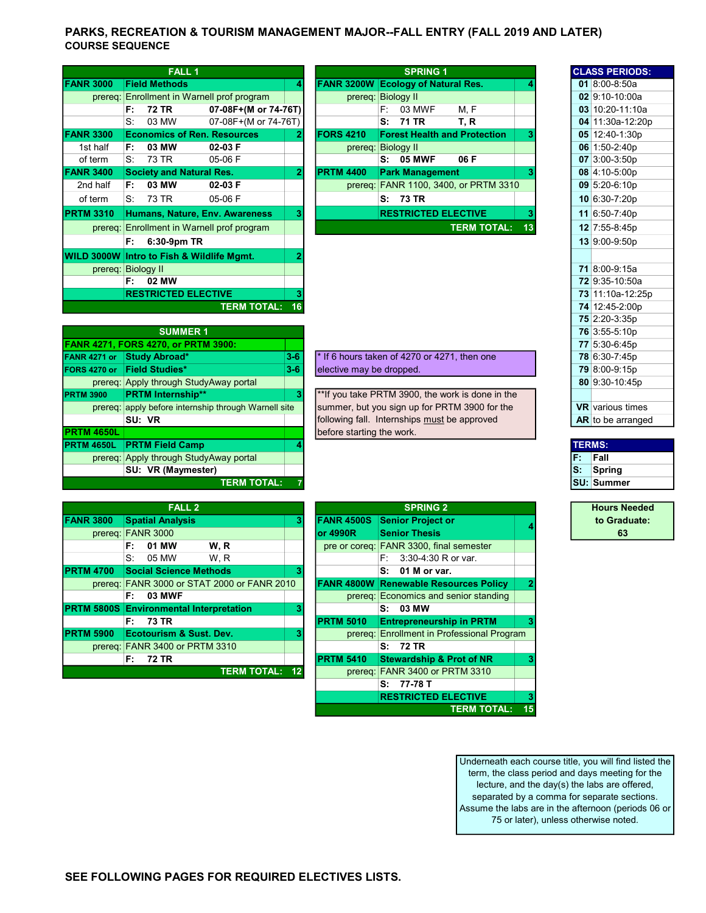# PARKS, RECREATION & TOURISM MANAGEMENT MAJOR--FALL ENTRY (FALL 2019 AND LATER)

## COURSE SEQUENCE

### FALL 1

| | | |
|---|---|---|
| **FANR 3000** | **Field Methods** | **4** |
| prereq: | Enrollment in Warnell prof program | |
| | **F: 72 TR 07-08F+(M or 74-76T)** | |
| | S: 03 MW 07-08F+(M or 74-76T) | |
| **FANR 3300** | **Economics of Ren. Resources** | **2** |
| 1st half | **F: 03 MW 02-03 F** | |
| of term | S: 73 TR 05-06 F | |
| **FANR 3400** | **Society and Natural Res.** | **2** |
| 2nd half | **F: 03 MW 02-03 F** | |
| of term | S: 73 TR 05-06 F | |
| **PRTM 3310** | **Humans, Nature, Env. Awareness** | **3** |
| prereq: | Enrollment in Warnell prof program | |
| | **F: 6:30-9pm TR** | |
| **WILD 3000W** | **Intro to Fish & Wildlife Mgmt.** | **2** |
| prereq: | Biology II | |
| | **F: 02 MW** | |
| | **RESTRICTED ELECTIVE** | **3** |
| | **TERM TOTAL:** | **16** |

### SPRING 1

| | | |
|---|---|---|
| **FANR 3200W** | **Ecology of Natural Res.** | **4** |
| prereq: | Biology II | |
| | F: 03 MWF M, F | |
| | **S: 71 TR T, R** | |
| **FORS 4210** | **Forest Health and Protection** | **3** |
| prereq: | Biology II | |
| | **S: 05 MWF 06 F** | |
| **PRTM 4400** | **Park Management** | **3** |
| prereq: | FANR 1100, 3400, or PRTM 3310 | |
| | **S: 73 TR** | |
| | **RESTRICTED ELECTIVE** | **3** |
| | **TERM TOTAL:** | **13** |

### SUMMER 1

| | | |
|---|---|---|
| **FANR 4271, FORS 4270, or PRTM 3900:** | | |
| **FANR 4271 or** | **Study Abroad*** | **3-6** |
| **FORS 4270 or** | **Field Studies*** | **3-6** |
| prereq: | Apply through StudyAway portal | |
| **PRTM 3900** | **PRTM Internship**** | **3** |
| prereq: | apply before internship through Warnell site | |
| | **SU: VR** | |
| **PRTM 4650L** | | |
| **PRTM 4650L** | **PRTM Field Camp** | **4** |
| prereq: | Apply through StudyAway portal | |
| | **SU: VR (Maymester)** | |
| | **TERM TOTAL:** | **7** |

\* If 6 hours taken of 4270 or 4271, then one elective may be dropped.

\*\*If you take PRTM 3900, the work is done in the summer, but you sign up for PRTM 3900 for the following fall. Internships must be approved before starting the work.

### FALL 2

| | | |
|---|---|---|
| **FANR 3800** | **Spatial Analysis** | **3** |
| prereq: | FANR 3000 | |
| | **F: 01 MW W, R** | |
| | S: 05 MW W, R | |
| **PRTM 4700** | **Social Science Methods** | **3** |
| prereq: | FANR 3000 or STAT 2000 or FANR 2010 | |
| | **F: 03 MWF** | |
| **PRTM 5800S** | **Environmental Interpretation** | **3** |
| | **F: 73 TR** | |
| **PRTM 5900** | **Ecotourism & Sust. Dev.** | **3** |
| prereq: | FANR 3400 or PRTM 3310 | |
| | **F: 72 TR** | |
| | **TERM TOTAL:** | **12** |

### SPRING 2

| | | |
|---|---|---|
| **FANR 4500S or 4990R** | **Senior Project or Senior Thesis** | **4** |
| pre or coreq: | FANR 3300, final semester | |
| | F: 3:30-4:30 R or var. | |
| | **S: 01 M or var.** | |
| **FANR 4800W** | **Renewable Resources Policy** | **2** |
| prereq: | Economics and senior standing | |
| | **S: 03 MW** | |
| **PRTM 5010** | **Entrepreneurship in PRTM** | **3** |
| prereq: | Enrollment in Professional Program | |
| | **S: 72 TR** | |
| **PRTM 5410** | **Stewardship & Prot of NR** | **3** |
| prereq: | FANR 3400 or PRTM 3310 | |
| | **S: 77-78 T** | |
| | **RESTRICTED ELECTIVE** | **3** |
| | **TERM TOTAL:** | **15** |

### CLASS PERIODS:

| Period | Time |
|---|---|
| 01 | 8:00-8:50a |
| 02 | 9:10-10:00a |
| 03 | 10:20-11:10a |
| 04 | 11:30a-12:20p |
| 05 | 12:40-1:30p |
| 06 | 1:50-2:40p |
| 07 | 3:00-3:50p |
| 08 | 4:10-5:00p |
| 09 | 5:20-6:10p |
| 10 | 6:30-7:20p |
| 11 | 6:50-7:40p |
| 12 | 7:55-8:45p |
| 13 | 9:00-9:50p |
| 71 | 8:00-9:15a |
| 72 | 9:35-10:50a |
| 73 | 11:10a-12:25p |
| 74 | 12:45-2:00p |
| 75 | 2:20-3:35p |
| 76 | 3:55-5:10p |
| 77 | 5:30-6:45p |
| 78 | 6:30-7:45p |
| 79 | 8:00-9:15p |
| 80 | 9:30-10:45p |
| VR | various times |
| AR | to be arranged |

### TERMS:

| | |
|---|---|
| F: | Fall |
| S: | Spring |
| SU: | Summer |

**Hours Needed to Graduate: 63**

Underneath each course title, you will find listed the term, the class period and days meeting for the lecture, and the day(s) the labs are offered, separated by a comma for separate sections. Assume the labs are in the afternoon (periods 06 or 75 or later), unless otherwise noted.

**SEE FOLLOWING PAGES FOR REQUIRED ELECTIVES LISTS.**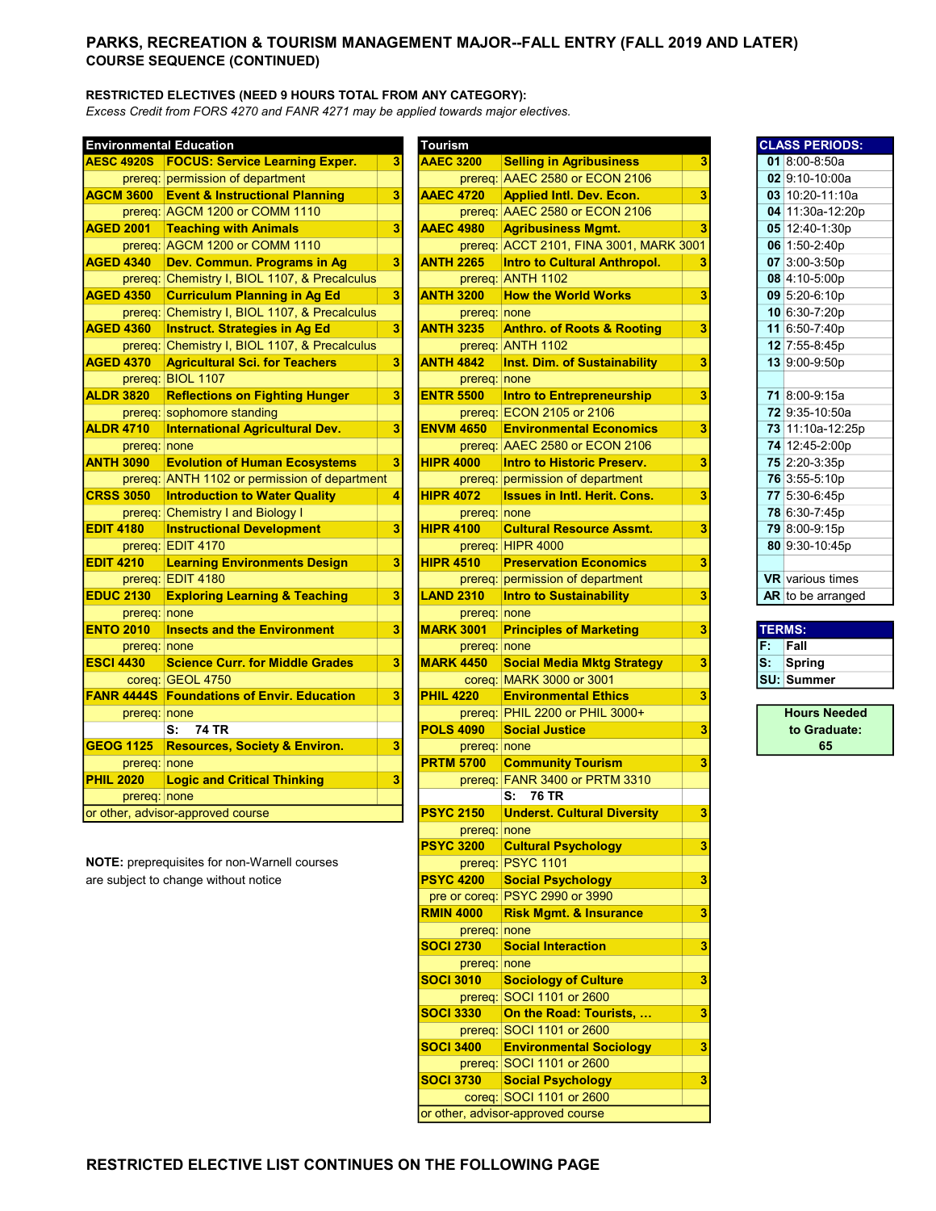## PARKS, RECREATION & TOURISM MANAGEMENT MAJOR--FALL ENTRY (FALL 2019 AND LATER)
### COURSE SEQUENCE (CONTINUED)

**RESTRICTED ELECTIVES (NEED 9 HOURS TOTAL FROM ANY CATEGORY):**

*Excess Credit from FORS 4270 and FANR 4271 may be applied towards major electives.*

| Environmental Education | | |
|---|---|---|
| **AESC 4920S** | **FOCUS: Service Learning Exper.** | **3** |
| prereq: | permission of department | |
| **AGCM 3600** | **Event & Instructional Planning** | **3** |
| prereq: | AGCM 1200 or COMM 1110 | |
| **AGED 2001** | **Teaching with Animals** | **3** |
| prereq: | AGCM 1200 or COMM 1110 | |
| **AGED 4340** | **Dev. Commun. Programs in Ag** | **3** |
| prereq: | Chemistry I, BIOL 1107, & Precalculus | |
| **AGED 4350** | **Curriculum Planning in Ag Ed** | **3** |
| prereq: | Chemistry I, BIOL 1107, & Precalculus | |
| **AGED 4360** | **Instruct. Strategies in Ag Ed** | **3** |
| prereq: | Chemistry I, BIOL 1107, & Precalculus | |
| **AGED 4370** | **Agricultural Sci. for Teachers** | **3** |
| prereq: | BIOL 1107 | |
| **ALDR 3820** | **Reflections on Fighting Hunger** | **3** |
| prereq: | sophomore standing | |
| **ALDR 4710** | **International Agricultural Dev.** | **3** |
| prereq: | none | |
| **ANTH 3090** | **Evolution of Human Ecosystems** | **3** |
| prereq: | ANTH 1102 or permission of department | |
| **CRSS 3050** | **Introduction to Water Quality** | **4** |
| prereq: | Chemistry I and Biology I | |
| **EDIT 4180** | **Instructional Development** | **3** |
| prereq: | EDIT 4170 | |
| **EDIT 4210** | **Learning Environments Design** | **3** |
| prereq: | EDIT 4180 | |
| **EDUC 2130** | **Exploring Learning & Teaching** | **3** |
| prereq: | none | |
| **ENTO 2010** | **Insects and the Environment** | **3** |
| prereq: | none | |
| **ESCI 4430** | **Science Curr. for Middle Grades** | **3** |
| coreq: | GEOL 4750 | |
| **FANR 4444S** | **Foundations of Envir. Education** | **3** |
| prereq: | none | |
| | S: 74 TR | |
| **GEOG 1125** | **Resources, Society & Environ.** | **3** |
| prereq: | none | |
| **PHIL 2020** | **Logic and Critical Thinking** | **3** |
| prereq: | none | |
| or other, advisor-approved course | | |

**NOTE:** prerequisites for non-Warnell courses are subject to change without notice

| Tourism | | |
|---|---|---|
| **AAEC 3200** | **Selling in Agribusiness** | **3** |
| prereq: | AAEC 2580 or ECON 2106 | |
| **AAEC 4720** | **Applied Intl. Dev. Econ.** | **3** |
| prereq: | AAEC 2580 or ECON 2106 | |
| **AAEC 4980** | **Agribusiness Mgmt.** | **3** |
| prereq: | ACCT 2101, FINA 3001, MARK 3001 | |
| **ANTH 2265** | **Intro to Cultural Anthropol.** | **3** |
| prereq: | ANTH 1102 | |
| **ANTH 3200** | **How the World Works** | **3** |
| prereq: | none | |
| **ANTH 3235** | **Anthro. of Roots & Rooting** | **3** |
| prereq: | ANTH 1102 | |
| **ANTH 4842** | **Inst. Dim. of Sustainability** | **3** |
| prereq: | none | |
| **ENTR 5500** | **Intro to Entrepreneurship** | **3** |
| prereq: | ECON 2105 or 2106 | |
| **ENVM 4650** | **Environmental Economics** | **3** |
| prereq: | AAEC 2580 or ECON 2106 | |
| **HIPR 4000** | **Intro to Historic Preserv.** | **3** |
| prereq: | permission of department | |
| **HIPR 4072** | **Issues in Intl. Herit. Cons.** | **3** |
| prereq: | none | |
| **HIPR 4100** | **Cultural Resource Assmt.** | **3** |
| prereq: | HIPR 4000 | |
| **HIPR 4510** | **Preservation Economics** | **3** |
| prereq: | permission of department | |
| **LAND 2310** | **Intro to Sustainability** | **3** |
| prereq: | none | |
| **MARK 3001** | **Principles of Marketing** | **3** |
| prereq: | none | |
| **MARK 4450** | **Social Media Mktg Strategy** | **3** |
| coreq: | MARK 3000 or 3001 | |
| **PHIL 4220** | **Environmental Ethics** | **3** |
| prereq: | PHIL 2200 or PHIL 3000+ | |
| **POLS 4090** | **Social Justice** | **3** |
| prereq: | none | |
| **PRTM 5700** | **Community Tourism** | **3** |
| prereq: | FANR 3400 or PRTM 3310 | |
| | S: 76 TR | |
| **PSYC 2150** | **Underst. Cultural Diversity** | **3** |
| prereq: | none | |
| **PSYC 3200** | **Cultural Psychology** | **3** |
| prereq: | PSYC 1101 | |
| **PSYC 4200** | **Social Psychology** | **3** |
| pre or coreq: | PSYC 2990 or 3990 | |
| **RMIN 4000** | **Risk Mgmt. & Insurance** | **3** |
| prereq: | none | |
| **SOCI 2730** | **Social Interaction** | **3** |
| prereq: | none | |
| **SOCI 3010** | **Sociology of Culture** | **3** |
| prereq: | SOCI 1101 or 2600 | |
| **SOCI 3330** | **On the Road: Tourists, ...** | **3** |
| prereq: | SOCI 1101 or 2600 | |
| **SOCI 3400** | **Environmental Sociology** | **3** |
| prereq: | SOCI 1101 or 2600 | |
| **SOCI 3730** | **Social Psychology** | **3** |
| coreq: | SOCI 1101 or 2600 | |
| or other, advisor-approved course | | |

| CLASS PERIODS: | |
|---|---|
| **01** | 8:00-8:50a |
| **02** | 9:10-10:00a |
| **03** | 10:20-11:10a |
| **04** | 11:30a-12:20p |
| **05** | 12:40-1:30p |
| **06** | 1:50-2:40p |
| **07** | 3:00-3:50p |
| **08** | 4:10-5:00p |
| **09** | 5:20-6:10p |
| **10** | 6:30-7:20p |
| **11** | 6:50-7:40p |
| **12** | 7:55-8:45p |
| **13** | 9:00-9:50p |
| | |
| **71** | 8:00-9:15a |
| **72** | 9:35-10:50a |
| **73** | 11:10a-12:25p |
| **74** | 12:45-2:00p |
| **75** | 2:20-3:35p |
| **76** | 3:55-5:10p |
| **77** | 5:30-6:45p |
| **78** | 6:30-7:45p |
| **79** | 8:00-9:15p |
| **80** | 9:30-10:45p |
| | |
| **VR** | various times |
| **AR** | to be arranged |

| TERMS: | |
|---|---|
| **F:** | **Fall** |
| **S:** | **Spring** |
| **SU:** | **Summer** |

**Hours Needed to Graduate: 65**

**RESTRICTED ELECTIVE LIST CONTINUES ON THE FOLLOWING PAGE**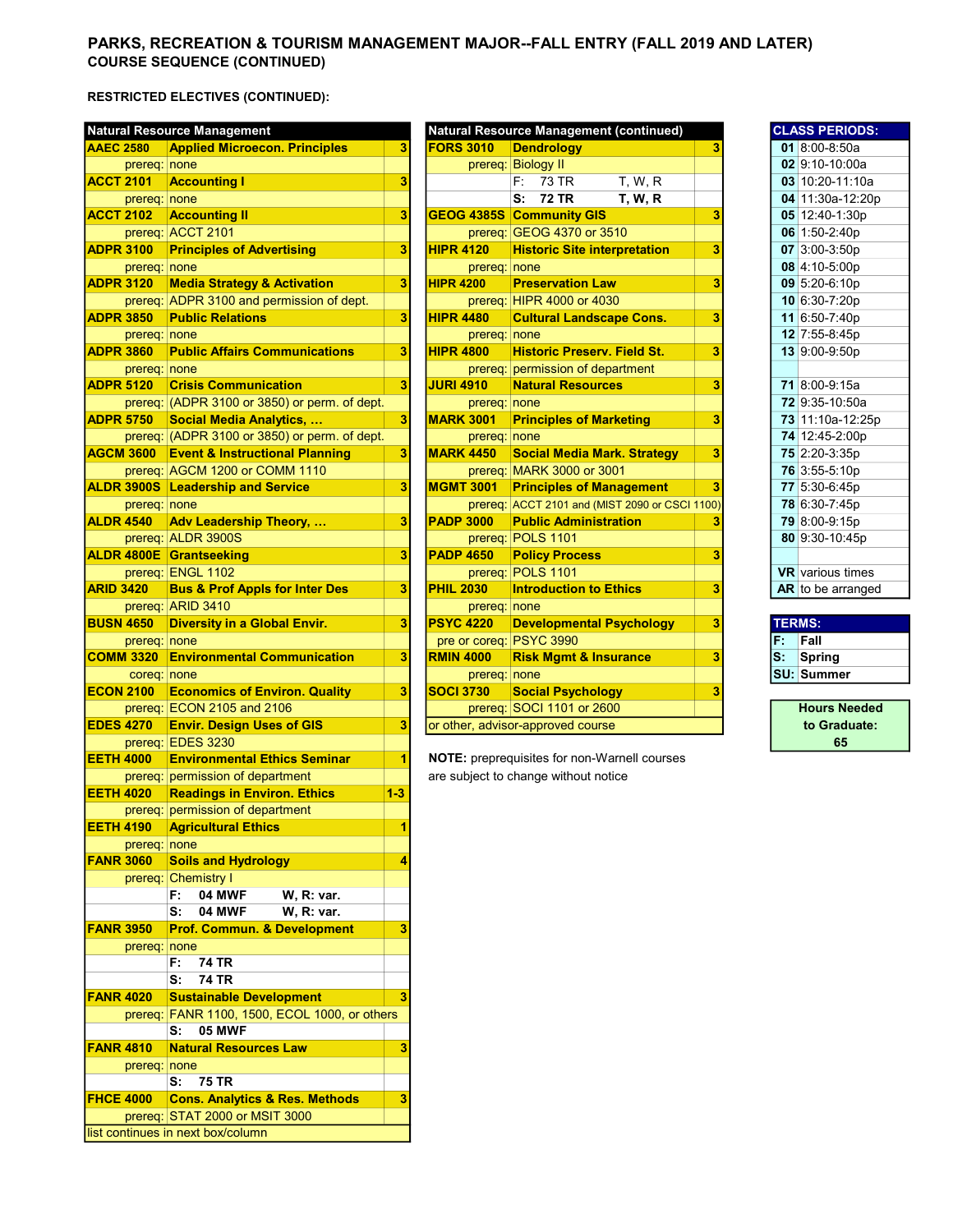## PARKS, RECREATION & TOURISM MANAGEMENT MAJOR--FALL ENTRY (FALL 2019 AND LATER)
### COURSE SEQUENCE (CONTINUED)

**RESTRICTED ELECTIVES (CONTINUED):**

| Natural Resource Management | | |
|---|---|---|
| **AAEC 2580** | **Applied Microecon. Principles** | **3** |
| prereq: | none | |
| **ACCT 2101** | **Accounting I** | **3** |
| prereq: | none | |
| **ACCT 2102** | **Accounting II** | **3** |
| prereq: | ACCT 2101 | |
| **ADPR 3100** | **Principles of Advertising** | **3** |
| prereq: | none | |
| **ADPR 3120** | **Media Strategy & Activation** | **3** |
| prereq: | ADPR 3100 and permission of dept. | |
| **ADPR 3850** | **Public Relations** | **3** |
| prereq: | none | |
| **ADPR 3860** | **Public Affairs Communications** | **3** |
| prereq: | none | |
| **ADPR 5120** | **Crisis Communication** | **3** |
| prereq: | (ADPR 3100 or 3850) or perm. of dept. | |
| **ADPR 5750** | **Social Media Analytics, …** | **3** |
| prereq: | (ADPR 3100 or 3850) or perm. of dept. | |
| **AGCM 3600** | **Event & Instructional Planning** | **3** |
| prereq: | AGCM 1200 or COMM 1110 | |
| **ALDR 3900S** | **Leadership and Service** | **3** |
| prereq: | none | |
| **ALDR 4540** | **Adv Leadership Theory, …** | **3** |
| prereq: | ALDR 3900S | |
| **ALDR 4800E** | **Grantseeking** | **3** |
| prereq: | ENGL 1102 | |
| **ARID 3420** | **Bus & Prof Appls for Inter Des** | **3** |
| prereq: | ARID 3410 | |
| **BUSN 4650** | **Diversity in a Global Envir.** | **3** |
| prereq: | none | |
| **COMM 3320** | **Environmental Communication** | **3** |
| coreq: | none | |
| **ECON 2100** | **Economics of Environ. Quality** | **3** |
| prereq: | ECON 2105 and 2106 | |
| **EDES 4270** | **Envir. Design Uses of GIS** | **3** |
| prereq: | EDES 3230 | |
| **EETH 4000** | **Environmental Ethics Seminar** | **1** |
| prereq: | permission of department | |
| **EETH 4020** | **Readings in Environ. Ethics** | **1-3** |
| prereq: | permission of department | |
| **EETH 4190** | **Agricultural Ethics** | **1** |
| prereq: | none | |
| **FANR 3060** | **Soils and Hydrology** | **4** |
| prereq: | Chemistry I | |
| | **F: 04 MWF W, R: var.** | |
| | **S: 04 MWF W, R: var.** | |
| **FANR 3950** | **Prof. Commun. & Development** | **3** |
| prereq: | none | |
| | **F: 74 TR** | |
| | **S: 74 TR** | |
| **FANR 4020** | **Sustainable Development** | **3** |
| prereq: | FANR 1100, 1500, ECOL 1000, or others | |
| | **S: 05 MWF** | |
| **FANR 4810** | **Natural Resources Law** | **3** |
| prereq: | none | |
| | **S: 75 TR** | |
| **FHCE 4000** | **Cons. Analytics & Res. Methods** | **3** |
| prereq: | STAT 2000 or MSIT 3000 | |
| list continues in next box/column | | |

| Natural Resource Management (continued) | | |
|---|---|---|
| **FORS 3010** | **Dendrology** | **3** |
| prereq: | Biology II | |
| | F: 73 TR T, W, R | |
| | **S: 72 TR T, W, R** | |
| **GEOG 4385S** | **Community GIS** | **3** |
| prereq: | GEOG 4370 or 3510 | |
| **HIPR 4120** | **Historic Site interpretation** | **3** |
| prereq: | none | |
| **HIPR 4200** | **Preservation Law** | **3** |
| prereq: | HIPR 4000 or 4030 | |
| **HIPR 4480** | **Cultural Landscape Cons.** | **3** |
| prereq: | none | |
| **HIPR 4800** | **Historic Preserv. Field St.** | **3** |
| prereq: | permission of department | |
| **JURI 4910** | **Natural Resources** | **3** |
| prereq: | none | |
| **MARK 3001** | **Principles of Marketing** | **3** |
| prereq: | none | |
| **MARK 4450** | **Social Media Mark. Strategy** | **3** |
| prereq: | MARK 3000 or 3001 | |
| **MGMT 3001** | **Principles of Management** | **3** |
| prereq: | ACCT 2101 and (MIST 2090 or CSCI 1100) | |
| **PADP 3000** | **Public Administration** | **3** |
| prereq: | POLS 1101 | |
| **PADP 4650** | **Policy Process** | **3** |
| prereq: | POLS 1101 | |
| **PHIL 2030** | **Introduction to Ethics** | **3** |
| prereq: | none | |
| **PSYC 4220** | **Developmental Psychology** | **3** |
| pre or coreq: | PSYC 3990 | |
| **RMIN 4000** | **Risk Mgmt & Insurance** | **3** |
| prereq: | none | |
| **SOCI 3730** | **Social Psychology** | **3** |
| prereq: | SOCI 1101 or 2600 | |
| or other, advisor-approved course | | |

**NOTE:** preprequisites for non-Warnell courses are subject to change without notice

| CLASS PERIODS: | |
|---|---|
| **01** | 8:00-8:50a |
| **02** | 9:10-10:00a |
| **03** | 10:20-11:10a |
| **04** | 11:30a-12:20p |
| **05** | 12:40-1:30p |
| **06** | 1:50-2:40p |
| **07** | 3:00-3:50p |
| **08** | 4:10-5:00p |
| **09** | 5:20-6:10p |
| **10** | 6:30-7:20p |
| **11** | 6:50-7:40p |
| **12** | 7:55-8:45p |
| **13** | 9:00-9:50p |
| **71** | 8:00-9:15a |
| **72** | 9:35-10:50a |
| **73** | 11:10a-12:25p |
| **74** | 12:45-2:00p |
| **75** | 2:20-3:35p |
| **76** | 3:55-5:10p |
| **77** | 5:30-6:45p |
| **78** | 6:30-7:45p |
| **79** | 8:00-9:15p |
| **80** | 9:30-10:45p |
| **VR** | various times |
| **AR** | to be arranged |

| TERMS: | |
|---|---|
| **F:** | **Fall** |
| **S:** | **Spring** |
| **SU:** | **Summer** |

**Hours Needed to Graduate: 65**